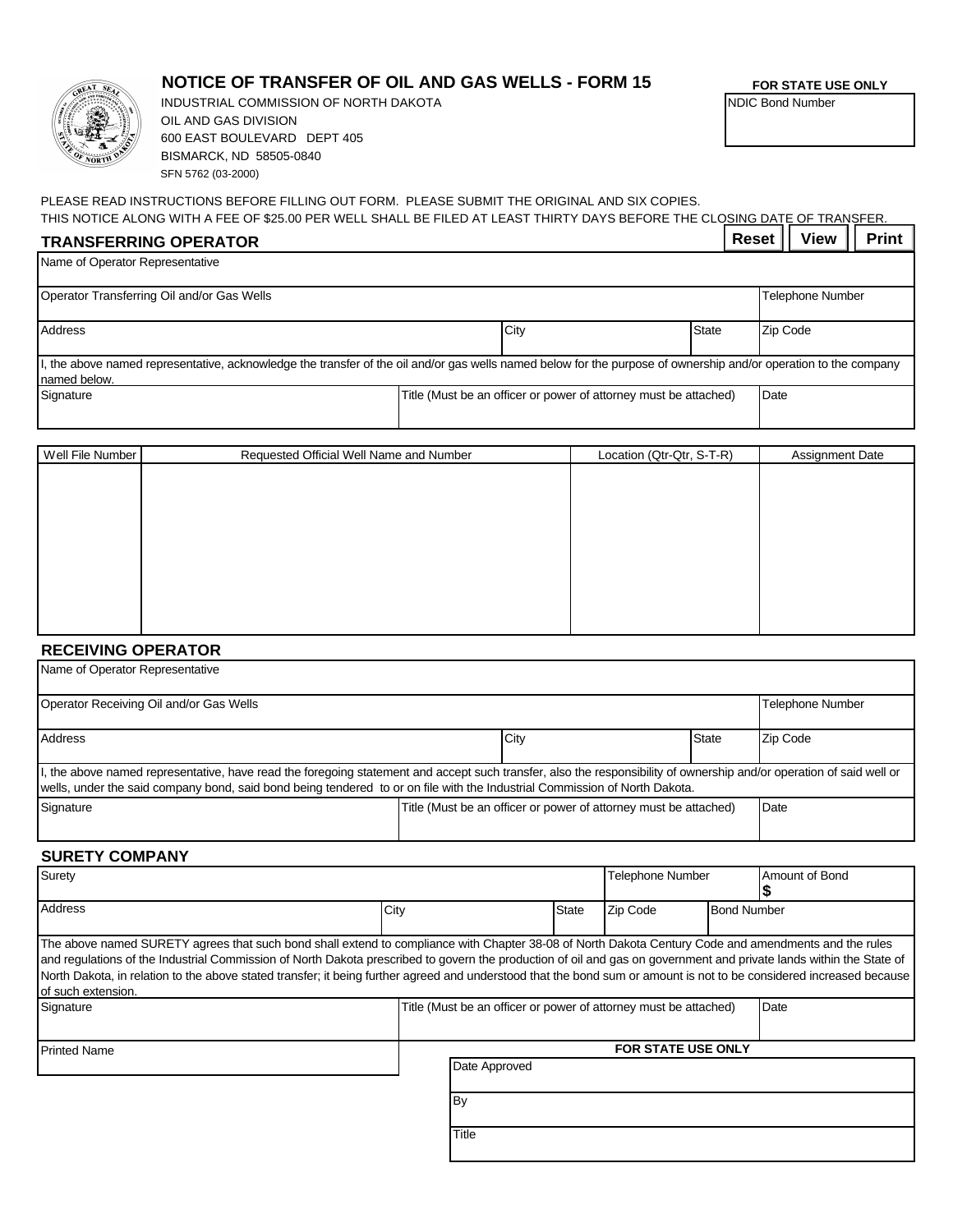# NOTICE OF TRANSFER OF OIL AND GAS WELLS - FORM 15

INDUSTRIAL COMMISSION OF NORTH DAKOTA
OIL AND GAS DIVISION
600 EAST BOULEVARD DEPT 405
BISMARCK, ND 58505-0840
SFN 5762 (03-2000)

**FOR STATE USE ONLY**

| NDIC Bond Number |
|---|
| |

PLEASE READ INSTRUCTIONS BEFORE FILLING OUT FORM. PLEASE SUBMIT THE ORIGINAL AND SIX COPIES.
THIS NOTICE ALONG WITH A FEE OF $25.00 PER WELL SHALL BE FILED AT LEAST THIRTY DAYS BEFORE THE CLOSING DATE OF TRANSFER.

## TRANSFERRING OPERATOR

| Name of Operator Representative | | | |
|---|---|---|---|
| Operator Transferring Oil and/or Gas Wells | | | Telephone Number |
| Address | City | State | Zip Code |

I, the above named representative, acknowledge the transfer of the oil and/or gas wells named below for the purpose of ownership and/or operation to the company named below.

| Signature | Title (Must be an officer or power of attorney must be attached) | Date |
|---|---|---|
| | | |

| Well File Number | Requested Official Well Name and Number | Location (Qtr-Qtr, S-T-R) | Assignment Date |
|---|---|---|---|
| | | | |

## RECEIVING OPERATOR

| Name of Operator Representative | | | |
|---|---|---|---|
| Operator Receiving Oil and/or Gas Wells | | | Telephone Number |
| Address | City | State | Zip Code |

I, the above named representative, have read the foregoing statement and accept such transfer, also the responsibility of ownership and/or operation of said well or wells, under the said company bond, said bond being tendered to or on file with the Industrial Commission of North Dakota.

| Signature | Title (Must be an officer or power of attorney must be attached) | Date |
|---|---|---|
| | | |

## SURETY COMPANY

| Surety | | | Telephone Number | Amount of Bond $ |
|---|---|---|---|---|
| Address | City | State | Zip Code | Bond Number |

The above named SURETY agrees that such bond shall extend to compliance with Chapter 38-08 of North Dakota Century Code and amendments and the rules and regulations of the Industrial Commission of North Dakota prescribed to govern the production of oil and gas on government and private lands within the State of North Dakota, in relation to the above stated transfer; it being further agreed and understood that the bond sum or amount is not to be considered increased because of such extension.

| Signature | Title (Must be an officer or power of attorney must be attached) | Date |
|---|---|---|
| | | |

| Printed Name |
|---|
| |

**FOR STATE USE ONLY**

| Date Approved |
|---|
| By |
| Title |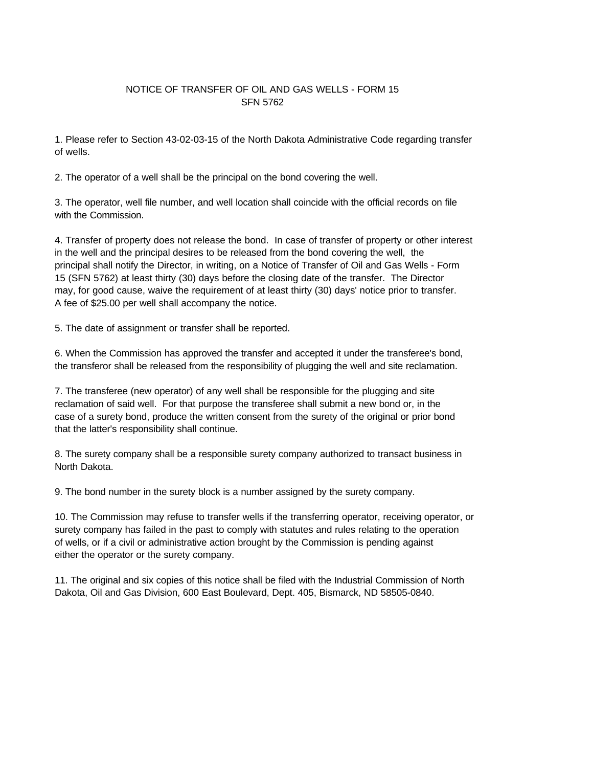# NOTICE OF TRANSFER OF OIL AND GAS WELLS - FORM 15
## SFN 5762

1. Please refer to Section 43-02-03-15 of the North Dakota Administrative Code regarding transfer of wells.

2. The operator of a well shall be the principal on the bond covering the well.

3. The operator, well file number, and well location shall coincide with the official records on file with the Commission.

4. Transfer of property does not release the bond. In case of transfer of property or other interest in the well and the principal desires to be released from the bond covering the well, the principal shall notify the Director, in writing, on a Notice of Transfer of Oil and Gas Wells - Form 15 (SFN 5762) at least thirty (30) days before the closing date of the transfer. The Director may, for good cause, waive the requirement of at least thirty (30) days' notice prior to transfer. A fee of $25.00 per well shall accompany the notice.

5. The date of assignment or transfer shall be reported.

6. When the Commission has approved the transfer and accepted it under the transferee's bond, the transferor shall be released from the responsibility of plugging the well and site reclamation.

7. The transferee (new operator) of any well shall be responsible for the plugging and site reclamation of said well. For that purpose the transferee shall submit a new bond or, in the case of a surety bond, produce the written consent from the surety of the original or prior bond that the latter's responsibility shall continue.

8. The surety company shall be a responsible surety company authorized to transact business in North Dakota.

9. The bond number in the surety block is a number assigned by the surety company.

10. The Commission may refuse to transfer wells if the transferring operator, receiving operator, or surety company has failed in the past to comply with statutes and rules relating to the operation of wells, or if a civil or administrative action brought by the Commission is pending against either the operator or the surety company.

11. The original and six copies of this notice shall be filed with the Industrial Commission of North Dakota, Oil and Gas Division, 600 East Boulevard, Dept. 405, Bismarck, ND 58505-0840.